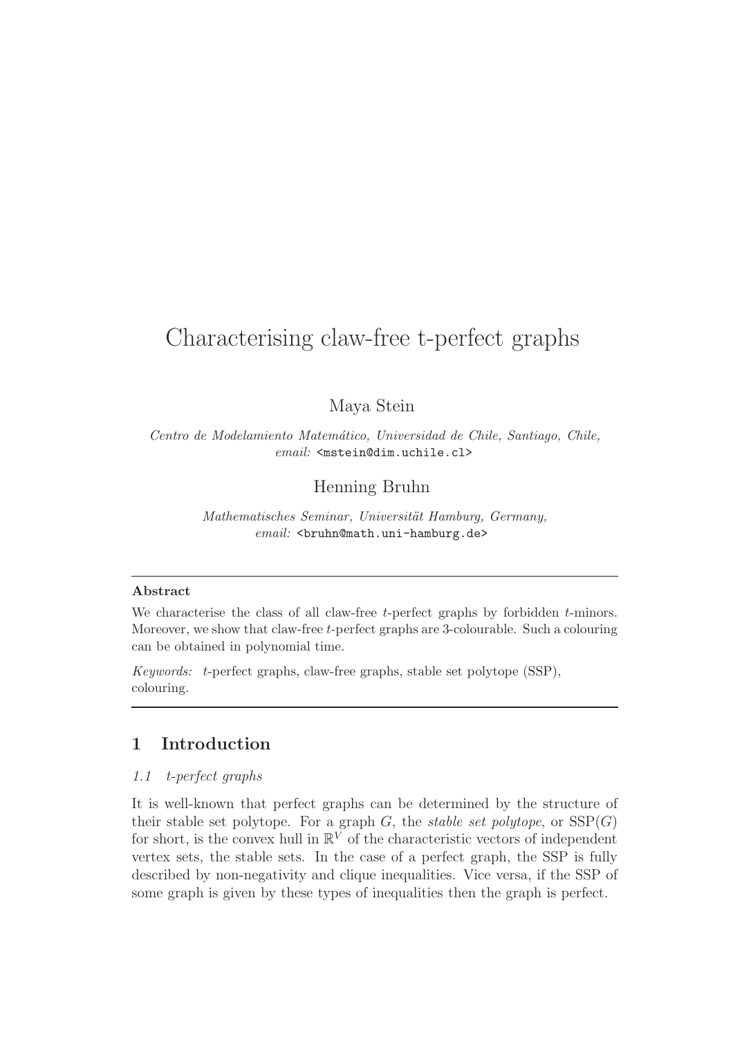# Characterising claw-free t-perfect graphs

Maya Stein

*Centro de Modelamiento Matemático, Universidad de Chile, Santiago, Chile, email:* <mstein@dim.uchile.cl>

Henning Bruhn

*Mathematisches Seminar, Universität Hamburg, Germany, email:* <bruhn@math.uni-hamburg.de>

---

**Abstract**

We characterise the class of all claw-free $t$-perfect graphs by forbidden $t$-minors. Moreover, we show that claw-free $t$-perfect graphs are 3-colourable. Such a colouring can be obtained in polynomial time.

*Keywords:* $t$-perfect graphs, claw-free graphs, stable set polytope (SSP), colouring.

---

## 1 Introduction

### 1.1 t-perfect graphs

It is well-known that perfect graphs can be determined by the structure of their stable set polytope. For a graph $G$, the *stable set polytope*, or $\mathrm{SSP}(G)$ for short, is the convex hull in $\mathbb{R}^V$ of the characteristic vectors of independent vertex sets, the stable sets. In the case of a perfect graph, the SSP is fully described by non-negativity and clique inequalities. Vice versa, if the SSP of some graph is given by these types of inequalities then the graph is perfect.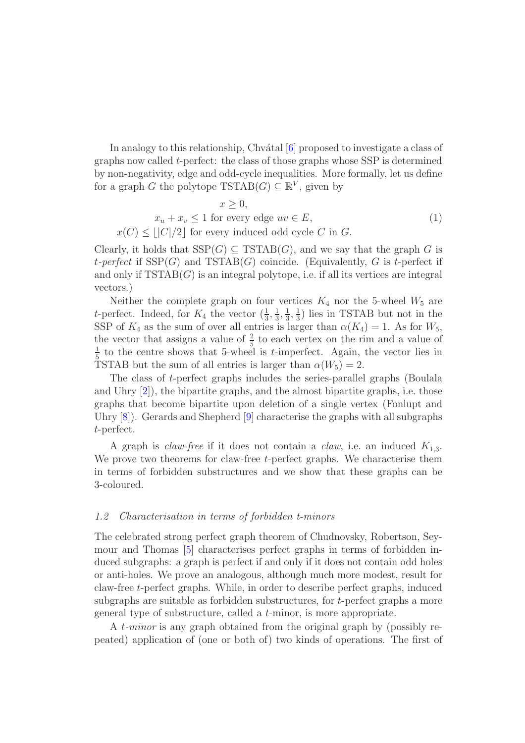In analogy to this relationship, Chvátal [6] proposed to investigate a class of graphs now called $t$-perfect: the class of those graphs whose SSP is determined by non-negativity, edge and odd-cycle inequalities. More formally, let us define for a graph $G$ the polytope $\mathrm{TSTAB}(G) \subseteq \mathbb{R}^V$, given by

$$
\begin{aligned}
x &\geq 0, \\
x_u + x_v &\leq 1 \text{ for every edge } uv \in E, \\
x(C) &\leq \lfloor |C|/2 \rfloor \text{ for every induced odd cycle } C \text{ in } G.
\end{aligned}
\tag{1}
$$

Clearly, it holds that $\mathrm{SSP}(G) \subseteq \mathrm{TSTAB}(G)$, and we say that the graph $G$ is *$t$-perfect* if $\mathrm{SSP}(G)$ and $\mathrm{TSTAB}(G)$ coincide. (Equivalently, $G$ is $t$-perfect if and only if $\mathrm{TSTAB}(G)$ is an integral polytope, i.e. if all its vertices are integral vectors.)

Neither the complete graph on four vertices $K_4$ nor the 5-wheel $W_5$ are $t$-perfect. Indeed, for $K_4$ the vector $(\frac{1}{3}, \frac{1}{3}, \frac{1}{3}, \frac{1}{3})$ lies in TSTAB but not in the SSP of $K_4$ as the sum of over all entries is larger than $\alpha(K_4) = 1$. As for $W_5$, the vector that assigns a value of $\frac{2}{5}$ to each vertex on the rim and a value of $\frac{1}{5}$ to the centre shows that 5-wheel is $t$-imperfect. Again, the vector lies in TSTAB but the sum of all entries is larger than $\alpha(W_5) = 2$.

The class of $t$-perfect graphs includes the series-parallel graphs (Boulala and Uhry [2]), the bipartite graphs, and the almost bipartite graphs, i.e. those graphs that become bipartite upon deletion of a single vertex (Fonlupt and Uhry [8]). Gerards and Shepherd [9] characterise the graphs with all subgraphs $t$-perfect.

A graph is *claw-free* if it does not contain a *claw*, i.e. an induced $K_{1,3}$. We prove two theorems for claw-free $t$-perfect graphs. We characterise them in terms of forbidden substructures and we show that these graphs can be 3-coloured.

### *1.2 Characterisation in terms of forbidden t-minors*

The celebrated strong perfect graph theorem of Chudnovsky, Robertson, Seymour and Thomas [5] characterises perfect graphs in terms of forbidden induced subgraphs: a graph is perfect if and only if it does not contain odd holes or anti-holes. We prove an analogous, although much more modest, result for claw-free $t$-perfect graphs. While, in order to describe perfect graphs, induced subgraphs are suitable as forbidden substructures, for $t$-perfect graphs a more general type of substructure, called a $t$-minor, is more appropriate.

A *$t$-minor* is any graph obtained from the original graph by (possibly repeated) application of (one or both of) two kinds of operations. The first of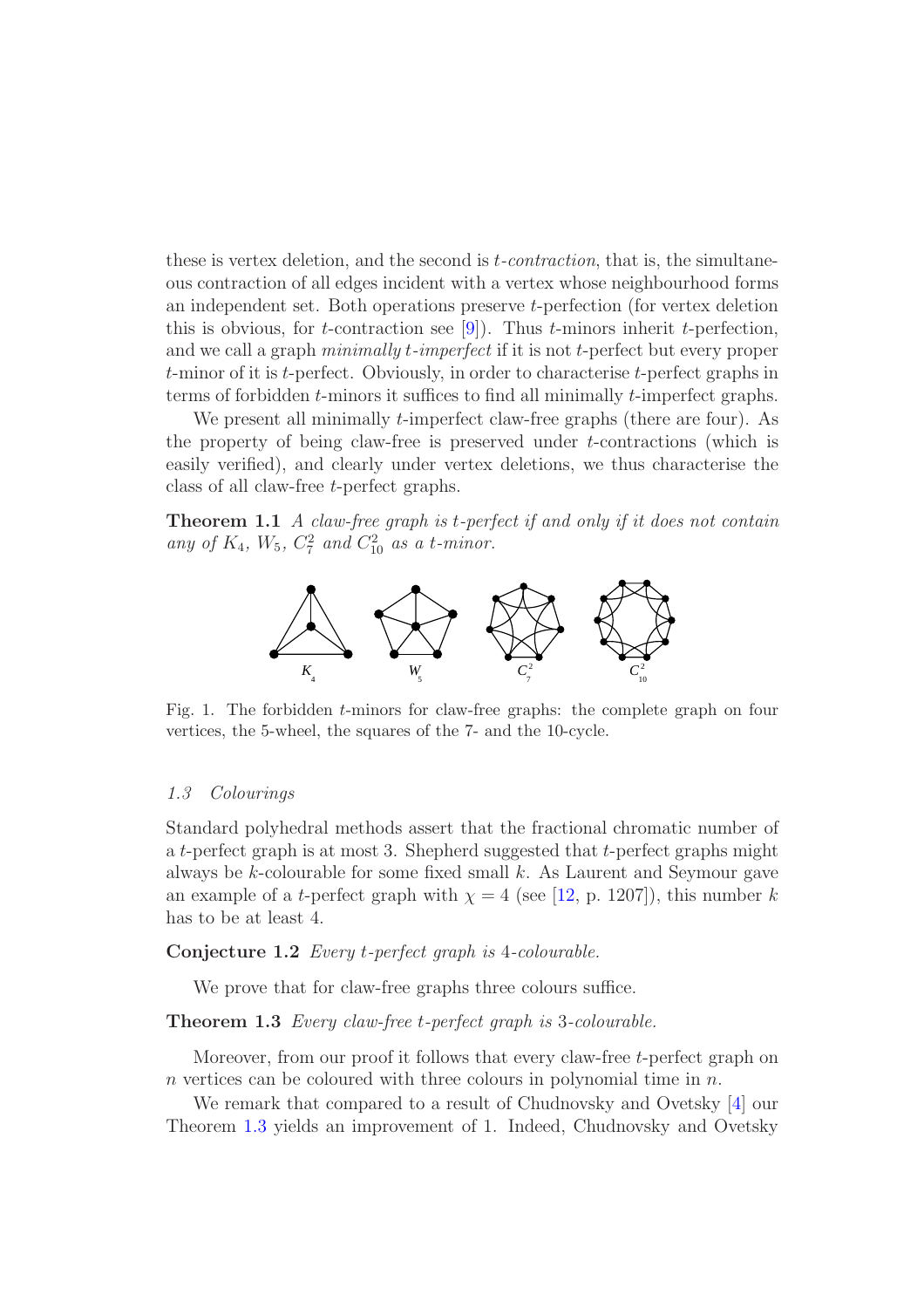these is vertex deletion, and the second is *t-contraction*, that is, the simultaneous contraction of all edges incident with a vertex whose neighbourhood forms an independent set. Both operations preserve $t$-perfection (for vertex deletion this is obvious, for $t$-contraction see [9]). Thus $t$-minors inherit $t$-perfection, and we call a graph *minimally t-imperfect* if it is not $t$-perfect but every proper $t$-minor of it is $t$-perfect. Obviously, in order to characterise $t$-perfect graphs in terms of forbidden $t$-minors it suffices to find all minimally $t$-imperfect graphs.

We present all minimally $t$-imperfect claw-free graphs (there are four). As the property of being claw-free is preserved under $t$-contractions (which is easily verified), and clearly under vertex deletions, we thus characterise the class of all claw-free $t$-perfect graphs.

**Theorem 1.1** *A claw-free graph is t-perfect if and only if it does not contain any of $K_4$, $W_5$, $C_7^2$ and $C_{10}^2$ as a t-minor.*

Fig. 1. The forbidden $t$-minors for claw-free graphs: the complete graph on four vertices, the 5-wheel, the squares of the 7- and the 10-cycle.

### *1.3 Colourings*

Standard polyhedral methods assert that the fractional chromatic number of a $t$-perfect graph is at most 3. Shepherd suggested that $t$-perfect graphs might always be $k$-colourable for some fixed small $k$. As Laurent and Seymour gave an example of a $t$-perfect graph with $\chi = 4$ (see [12, p. 1207]), this number $k$ has to be at least 4.

**Conjecture 1.2** *Every t-perfect graph is 4-colourable.*

We prove that for claw-free graphs three colours suffice.

**Theorem 1.3** *Every claw-free t-perfect graph is 3-colourable.*

Moreover, from our proof it follows that every claw-free $t$-perfect graph on $n$ vertices can be coloured with three colours in polynomial time in $n$.

We remark that compared to a result of Chudnovsky and Ovetsky [4] our Theorem 1.3 yields an improvement of 1. Indeed, Chudnovsky and Ovetsky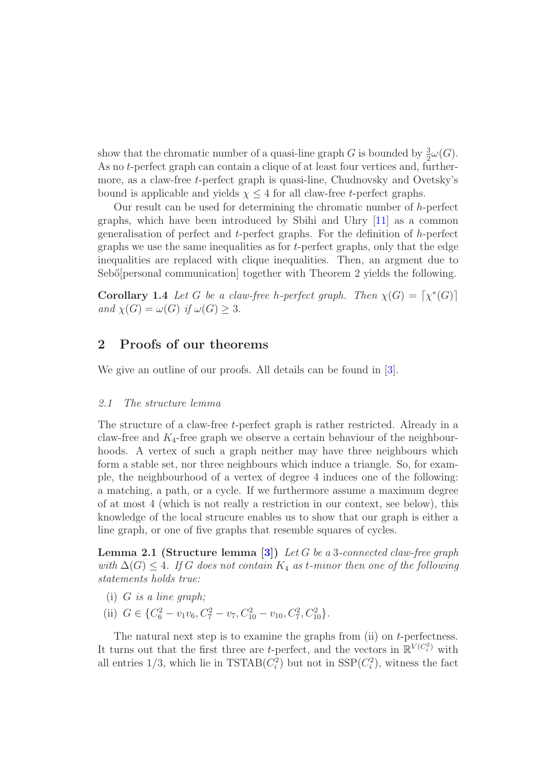show that the chromatic number of a quasi-line graph $G$ is bounded by $\frac{3}{2}\omega(G)$. As no $t$-perfect graph can contain a clique of at least four vertices and, furthermore, as a claw-free $t$-perfect graph is quasi-line, Chudnovsky and Ovetsky's bound is applicable and yields $\chi \leq 4$ for all claw-free $t$-perfect graphs.

Our result can be used for determining the chromatic number of $h$-perfect graphs, which have been introduced by Sbihi and Uhry [11] as a common generalisation of perfect and $t$-perfect graphs. For the definition of $h$-perfect graphs we use the same inequalities as for $t$-perfect graphs, only that the edge inequalities are replaced with clique inequalities. Then, an argment due to Sebő[personal communication] together with Theorem 2 yields the following.

**Corollary 1.4** *Let $G$ be a claw-free $h$-perfect graph. Then $\chi(G) = \lceil \chi^*(G) \rceil$ and $\chi(G) = \omega(G)$ if $\omega(G) \geq 3$.*

## 2 Proofs of our theorems

We give an outline of our proofs. All details can be found in [3].

### *2.1 The structure lemma*

The structure of a claw-free $t$-perfect graph is rather restricted. Already in a claw-free and $K_4$-free graph we observe a certain behaviour of the neighbourhoods. A vertex of such a graph neither may have three neighbours which form a stable set, nor three neighbours which induce a triangle. So, for example, the neighbourhood of a vertex of degree 4 induces one of the following: a matching, a path, or a cycle. If we furthermore assume a maximum degree of at most 4 (which is not really a restriction in our context, see below), this knowledge of the local strucure enables us to show that our graph is either a line graph, or one of five graphs that resemble squares of cycles.

**Lemma 2.1 (Structure lemma [3])** *Let $G$ be a 3-connected claw-free graph with $\Delta(G) \leq 4$. If $G$ does not contain $K_4$ as $t$-minor then one of the following statements holds true:*

(i) *$G$ is a line graph;*

(ii) *$G \in \{C_6^2 - v_1v_6, C_7^2 - v_7, C_{10}^2 - v_{10}, C_7^2, C_{10}^2\}$.*

The natural next step is to examine the graphs from (ii) on $t$-perfectness. It turns out that the first three are $t$-perfect, and the vectors in $\mathbb{R}^{V(C_i^2)}$ with all entries $1/3$, which lie in $\mathrm{TSTAB}(C_i^2)$ but not in $\mathrm{SSP}(C_i^2)$, witness the fact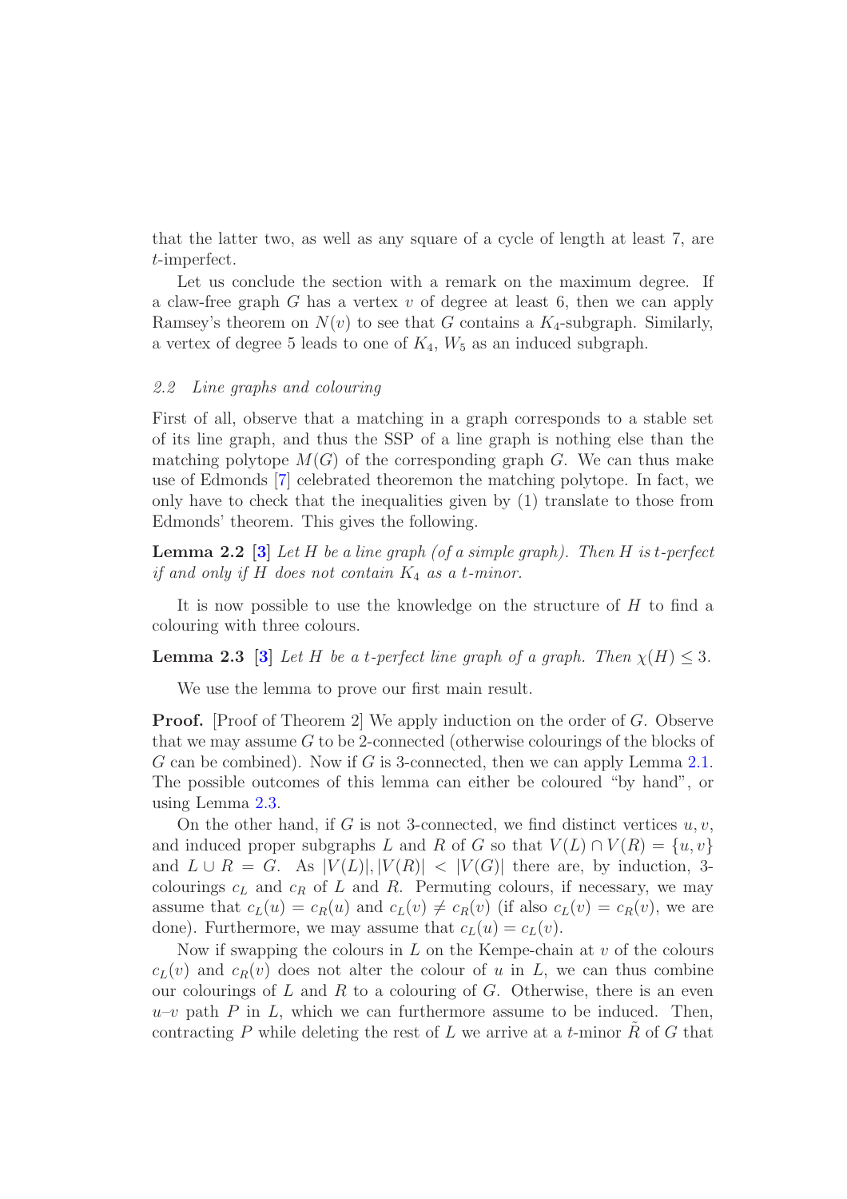that the latter two, as well as any square of a cycle of length at least 7, are $t$-imperfect.

Let us conclude the section with a remark on the maximum degree. If a claw-free graph $G$ has a vertex $v$ of degree at least 6, then we can apply Ramsey's theorem on $N(v)$ to see that $G$ contains a $K_4$-subgraph. Similarly, a vertex of degree 5 leads to one of $K_4$, $W_5$ as an induced subgraph.

### *2.2 Line graphs and colouring*

First of all, observe that a matching in a graph corresponds to a stable set of its line graph, and thus the SSP of a line graph is nothing else than the matching polytope $M(G)$ of the corresponding graph $G$. We can thus make use of Edmonds [7] celebrated theoremon the matching polytope. In fact, we only have to check that the inequalities given by (1) translate to those from Edmonds' theorem. This gives the following.

**Lemma 2.2** [3] *Let $H$ be a line graph (of a simple graph). Then $H$ is $t$-perfect if and only if $H$ does not contain $K_4$ as a $t$-minor.*

It is now possible to use the knowledge on the structure of $H$ to find a colouring with three colours.

**Lemma 2.3** [3] *Let $H$ be a $t$-perfect line graph of a graph. Then $\chi(H) \leq 3$.*

We use the lemma to prove our first main result.

**Proof.** [Proof of Theorem 2] We apply induction on the order of $G$. Observe that we may assume $G$ to be 2-connected (otherwise colourings of the blocks of $G$ can be combined). Now if $G$ is 3-connected, then we can apply Lemma 2.1. The possible outcomes of this lemma can either be coloured "by hand", or using Lemma 2.3.

On the other hand, if $G$ is not 3-connected, we find distinct vertices $u, v$, and induced proper subgraphs $L$ and $R$ of $G$ so that $V(L) \cap V(R) = \{u, v\}$ and $L \cup R = G$. As $|V(L)|, |V(R)| < |V(G)|$ there are, by induction, 3-colourings $c_L$ and $c_R$ of $L$ and $R$. Permuting colours, if necessary, we may assume that $c_L(u) = c_R(u)$ and $c_L(v) \neq c_R(v)$ (if also $c_L(v) = c_R(v)$, we are done). Furthermore, we may assume that $c_L(u) = c_L(v)$.

Now if swapping the colours in $L$ on the Kempe-chain at $v$ of the colours $c_L(v)$ and $c_R(v)$ does not alter the colour of $u$ in $L$, we can thus combine our colourings of $L$ and $R$ to a colouring of $G$. Otherwise, there is an even $u$–$v$ path $P$ in $L$, which we can furthermore assume to be induced. Then, contracting $P$ while deleting the rest of $L$ we arrive at a $t$-minor $\tilde{R}$ of $G$ that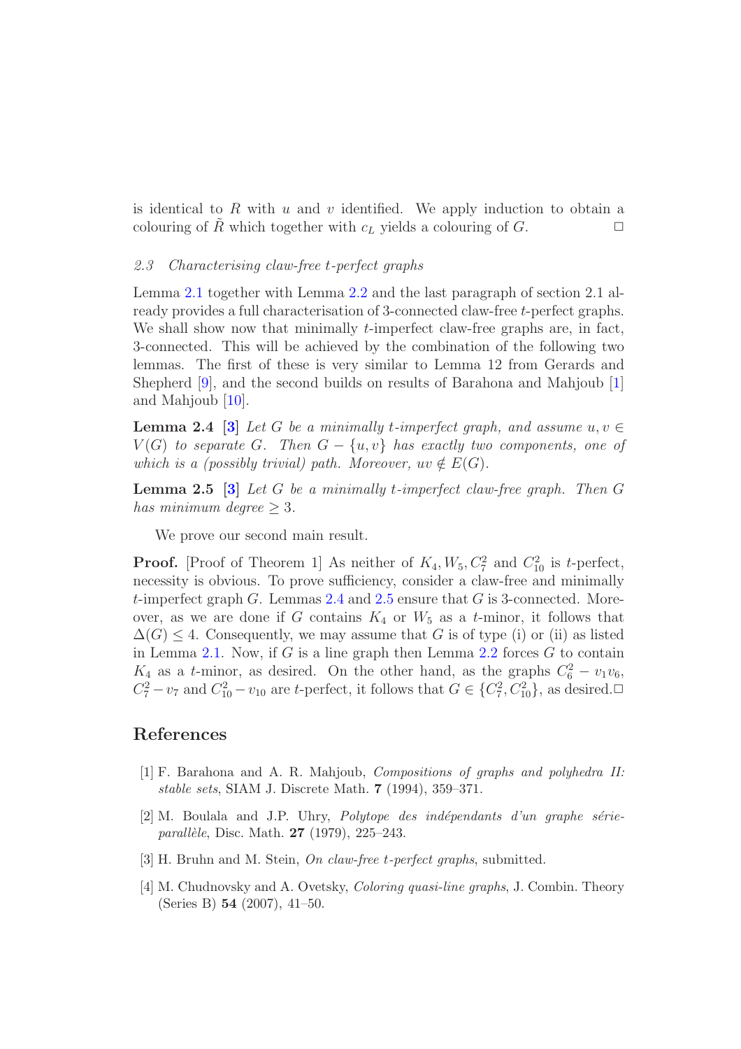is identical to $R$ with $u$ and $v$ identified. We apply induction to obtain a colouring of $\tilde{R}$ which together with $c_L$ yields a colouring of $G$. □

### 2.3 Characterising claw-free $t$-perfect graphs

Lemma 2.1 together with Lemma 2.2 and the last paragraph of section 2.1 already provides a full characterisation of 3-connected claw-free $t$-perfect graphs. We shall show now that minimally $t$-imperfect claw-free graphs are, in fact, 3-connected. This will be achieved by the combination of the following two lemmas. The first of these is very similar to Lemma 12 from Gerards and Shepherd [9], and the second builds on results of Barahona and Mahjoub [1] and Mahjoub [10].

**Lemma 2.4** **[3]** *Let $G$ be a minimally $t$-imperfect graph, and assume $u, v \in V(G)$ to separate $G$. Then $G - \{u, v\}$ has exactly two components, one of which is a (possibly trivial) path. Moreover, $uv \notin E(G)$.*

**Lemma 2.5** **[3]** *Let $G$ be a minimally $t$-imperfect claw-free graph. Then $G$ has minimum degree $\geq 3$.*

We prove our second main result.

**Proof.** [Proof of Theorem 1] As neither of $K_4, W_5, C_7^2$ and $C_{10}^2$ is $t$-perfect, necessity is obvious. To prove sufficiency, consider a claw-free and minimally $t$-imperfect graph $G$. Lemmas 2.4 and 2.5 ensure that $G$ is 3-connected. Moreover, as we are done if $G$ contains $K_4$ or $W_5$ as a $t$-minor, it follows that $\Delta(G) \leq 4$. Consequently, we may assume that $G$ is of type (i) or (ii) as listed in Lemma 2.1. Now, if $G$ is a line graph then Lemma 2.2 forces $G$ to contain $K_4$ as a $t$-minor, as desired. On the other hand, as the graphs $C_6^2 - v_1v_6$, $C_7^2 - v_7$ and $C_{10}^2 - v_{10}$ are $t$-perfect, it follows that $G \in \{C_7^2, C_{10}^2\}$, as desired. □

## References

[1] F. Barahona and A. R. Mahjoub, *Compositions of graphs and polyhedra II: stable sets*, SIAM J. Discrete Math. **7** (1994), 359–371.

[2] M. Boulala and J.P. Uhry, *Polytope des indépendants d'un graphe série-parallèle*, Disc. Math. **27** (1979), 225–243.

[3] H. Bruhn and M. Stein, *On claw-free t-perfect graphs*, submitted.

[4] M. Chudnovsky and A. Ovetsky, *Coloring quasi-line graphs*, J. Combin. Theory (Series B) **54** (2007), 41–50.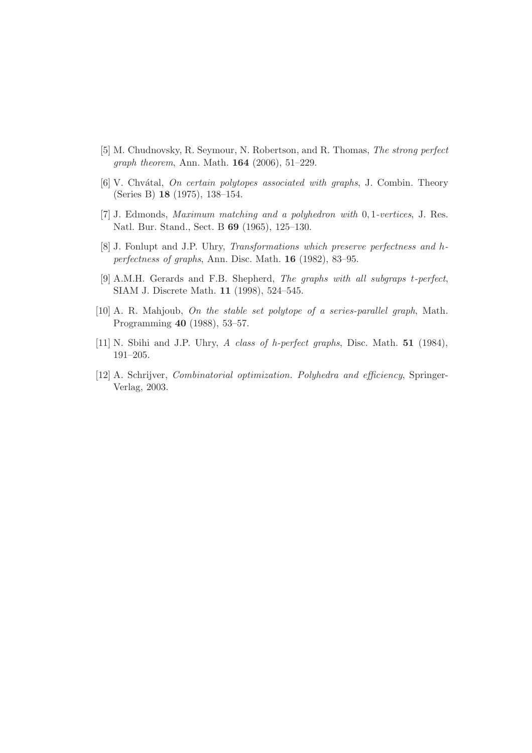[5] M. Chudnovsky, R. Seymour, N. Robertson, and R. Thomas, *The strong perfect graph theorem*, Ann. Math. **164** (2006), 51–229.

[6] V. Chvátal, *On certain polytopes associated with graphs*, J. Combin. Theory (Series B) **18** (1975), 138–154.

[7] J. Edmonds, *Maximum matching and a polyhedron with* 0, 1*-vertices*, J. Res. Natl. Bur. Stand., Sect. B **69** (1965), 125–130.

[8] J. Fonlupt and J.P. Uhry, *Transformations which preserve perfectness and h-perfectness of graphs*, Ann. Disc. Math. **16** (1982), 83–95.

[9] A.M.H. Gerards and F.B. Shepherd, *The graphs with all subgraps t-perfect*, SIAM J. Discrete Math. **11** (1998), 524–545.

[10] A. R. Mahjoub, *On the stable set polytope of a series-parallel graph*, Math. Programming **40** (1988), 53–57.

[11] N. Sbihi and J.P. Uhry, *A class of h-perfect graphs*, Disc. Math. **51** (1984), 191–205.

[12] A. Schrijver, *Combinatorial optimization. Polyhedra and efficiency*, Springer-Verlag, 2003.